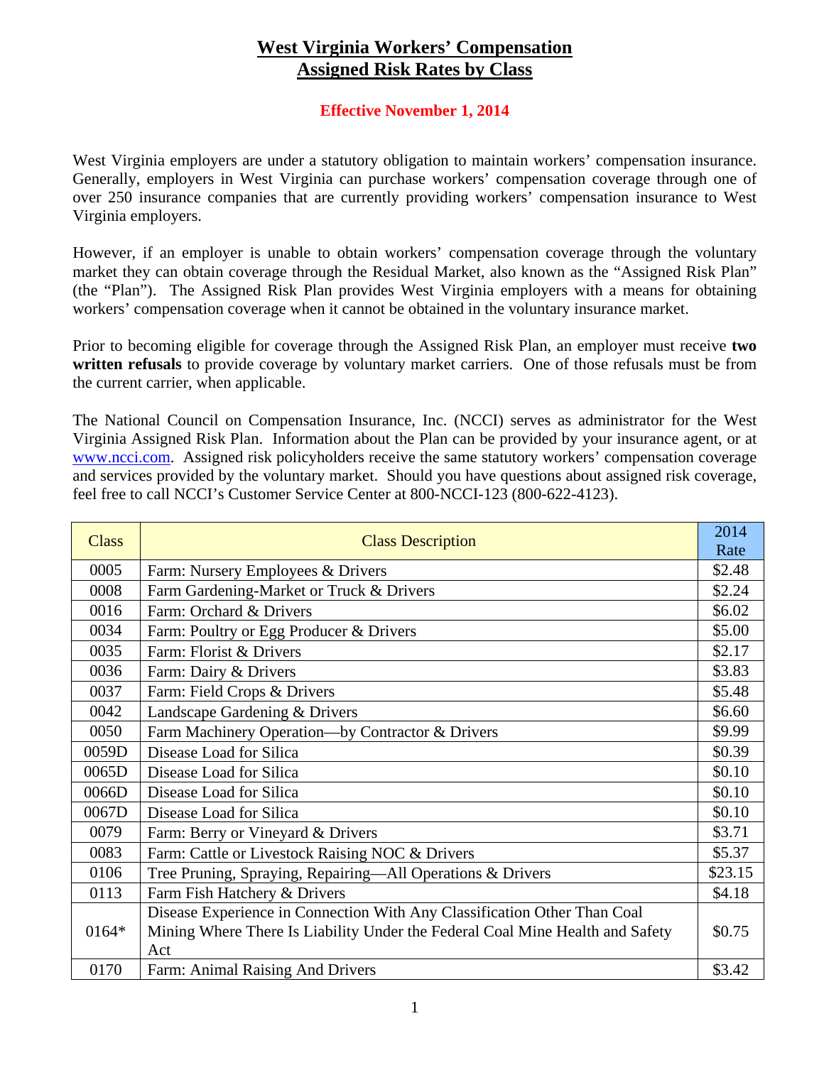# West Virginia Workers' Compensation
# Assigned Risk Rates by Class

**Effective November 1, 2014**

West Virginia employers are under a statutory obligation to maintain workers' compensation insurance. Generally, employers in West Virginia can purchase workers' compensation coverage through one of over 250 insurance companies that are currently providing workers' compensation insurance to West Virginia employers.

However, if an employer is unable to obtain workers' compensation coverage through the voluntary market they can obtain coverage through the Residual Market, also known as the "Assigned Risk Plan" (the "Plan"). The Assigned Risk Plan provides West Virginia employers with a means for obtaining workers' compensation coverage when it cannot be obtained in the voluntary insurance market.

Prior to becoming eligible for coverage through the Assigned Risk Plan, an employer must receive **two written refusals** to provide coverage by voluntary market carriers. One of those refusals must be from the current carrier, when applicable.

The National Council on Compensation Insurance, Inc. (NCCI) serves as administrator for the West Virginia Assigned Risk Plan. Information about the Plan can be provided by your insurance agent, or at www.ncci.com. Assigned risk policyholders receive the same statutory workers' compensation coverage and services provided by the voluntary market. Should you have questions about assigned risk coverage, feel free to call NCCI's Customer Service Center at 800-NCCI-123 (800-622-4123).

| Class | Class Description | 2014 Rate |
|---|---|---|
| 0005 | Farm: Nursery Employees & Drivers | $2.48 |
| 0008 | Farm Gardening-Market or Truck & Drivers | $2.24 |
| 0016 | Farm: Orchard & Drivers | $6.02 |
| 0034 | Farm: Poultry or Egg Producer & Drivers | $5.00 |
| 0035 | Farm: Florist & Drivers | $2.17 |
| 0036 | Farm: Dairy & Drivers | $3.83 |
| 0037 | Farm: Field Crops & Drivers | $5.48 |
| 0042 | Landscape Gardening & Drivers | $6.60 |
| 0050 | Farm Machinery Operation—by Contractor & Drivers | $9.99 |
| 0059D | Disease Load for Silica | $0.39 |
| 0065D | Disease Load for Silica | $0.10 |
| 0066D | Disease Load for Silica | $0.10 |
| 0067D | Disease Load for Silica | $0.10 |
| 0079 | Farm: Berry or Vineyard & Drivers | $3.71 |
| 0083 | Farm: Cattle or Livestock Raising NOC & Drivers | $5.37 |
| 0106 | Tree Pruning, Spraying, Repairing—All Operations & Drivers | $23.15 |
| 0113 | Farm Fish Hatchery & Drivers | $4.18 |
| 0164* | Disease Experience in Connection With Any Classification Other Than Coal Mining Where There Is Liability Under the Federal Coal Mine Health and Safety Act | $0.75 |
| 0170 | Farm: Animal Raising And Drivers | $3.42 |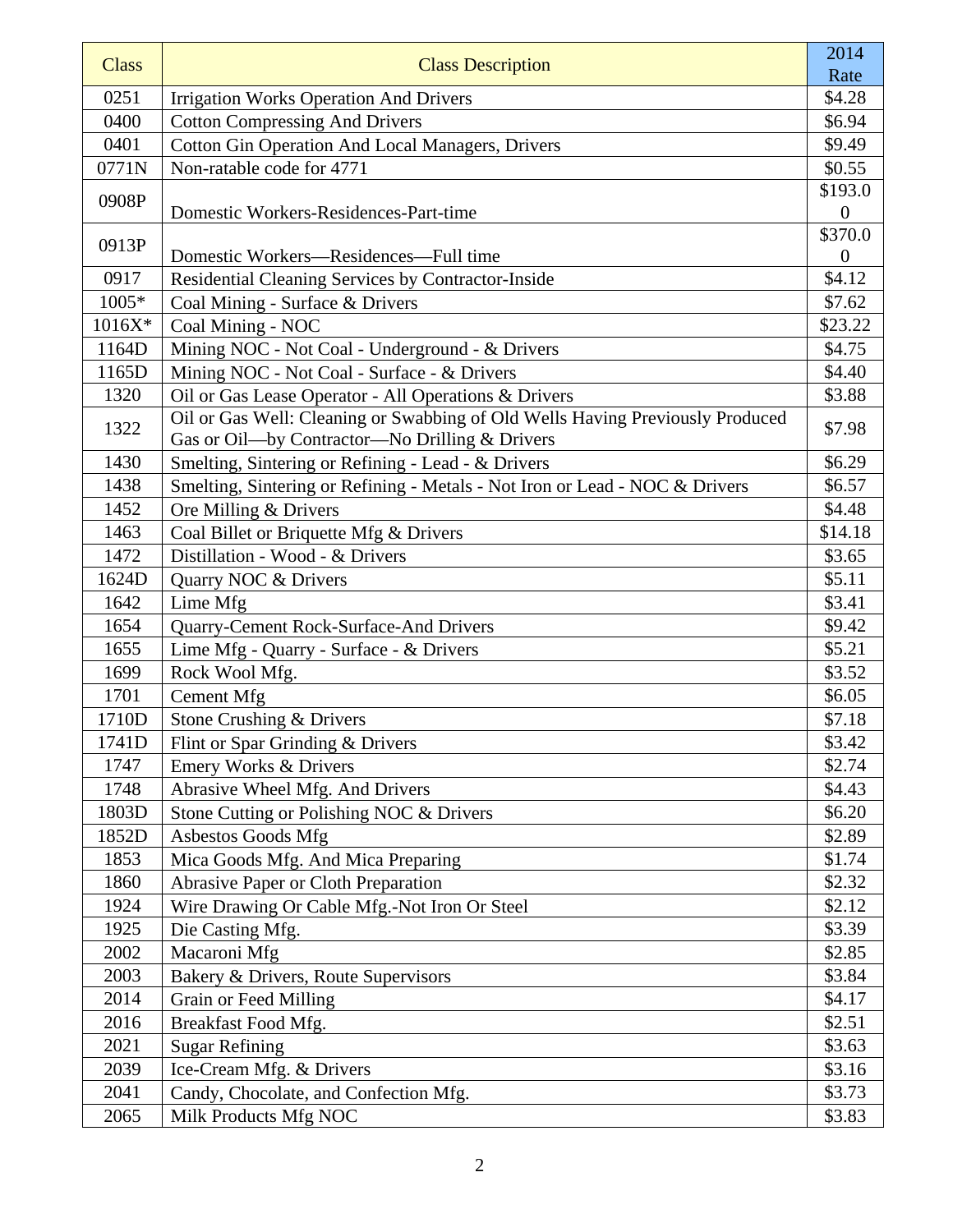| Class | Class Description | 2014 Rate |
|---|---|---|
| 0251 | Irrigation Works Operation And Drivers | $4.28 |
| 0400 | Cotton Compressing And Drivers | $6.94 |
| 0401 | Cotton Gin Operation And Local Managers, Drivers | $9.49 |
| 0771N | Non-ratable code for 4771 | $0.55 |
| 0908P | Domestic Workers-Residences-Part-time | $193.00 |
| 0913P | Domestic Workers—Residences—Full time | $370.00 |
| 0917 | Residential Cleaning Services by Contractor-Inside | $4.12 |
| 1005* | Coal Mining - Surface & Drivers | $7.62 |
| 1016X* | Coal Mining - NOC | $23.22 |
| 1164D | Mining NOC - Not Coal - Underground - & Drivers | $4.75 |
| 1165D | Mining NOC - Not Coal - Surface - & Drivers | $4.40 |
| 1320 | Oil or Gas Lease Operator - All Operations & Drivers | $3.88 |
| 1322 | Oil or Gas Well: Cleaning or Swabbing of Old Wells Having Previously Produced Gas or Oil—by Contractor—No Drilling & Drivers | $7.98 |
| 1430 | Smelting, Sintering or Refining - Lead - & Drivers | $6.29 |
| 1438 | Smelting, Sintering or Refining - Metals - Not Iron or Lead - NOC & Drivers | $6.57 |
| 1452 | Ore Milling & Drivers | $4.48 |
| 1463 | Coal Billet or Briquette Mfg & Drivers | $14.18 |
| 1472 | Distillation - Wood - & Drivers | $3.65 |
| 1624D | Quarry NOC & Drivers | $5.11 |
| 1642 | Lime Mfg | $3.41 |
| 1654 | Quarry-Cement Rock-Surface-And Drivers | $9.42 |
| 1655 | Lime Mfg - Quarry - Surface - & Drivers | $5.21 |
| 1699 | Rock Wool Mfg. | $3.52 |
| 1701 | Cement Mfg | $6.05 |
| 1710D | Stone Crushing & Drivers | $7.18 |
| 1741D | Flint or Spar Grinding & Drivers | $3.42 |
| 1747 | Emery Works & Drivers | $2.74 |
| 1748 | Abrasive Wheel Mfg. And Drivers | $4.43 |
| 1803D | Stone Cutting or Polishing NOC & Drivers | $6.20 |
| 1852D | Asbestos Goods Mfg | $2.89 |
| 1853 | Mica Goods Mfg. And Mica Preparing | $1.74 |
| 1860 | Abrasive Paper or Cloth Preparation | $2.32 |
| 1924 | Wire Drawing Or Cable Mfg.-Not Iron Or Steel | $2.12 |
| 1925 | Die Casting Mfg. | $3.39 |
| 2002 | Macaroni Mfg | $2.85 |
| 2003 | Bakery & Drivers, Route Supervisors | $3.84 |
| 2014 | Grain or Feed Milling | $4.17 |
| 2016 | Breakfast Food Mfg. | $2.51 |
| 2021 | Sugar Refining | $3.63 |
| 2039 | Ice-Cream Mfg. & Drivers | $3.16 |
| 2041 | Candy, Chocolate, and Confection Mfg. | $3.73 |
| 2065 | Milk Products Mfg NOC | $3.83 |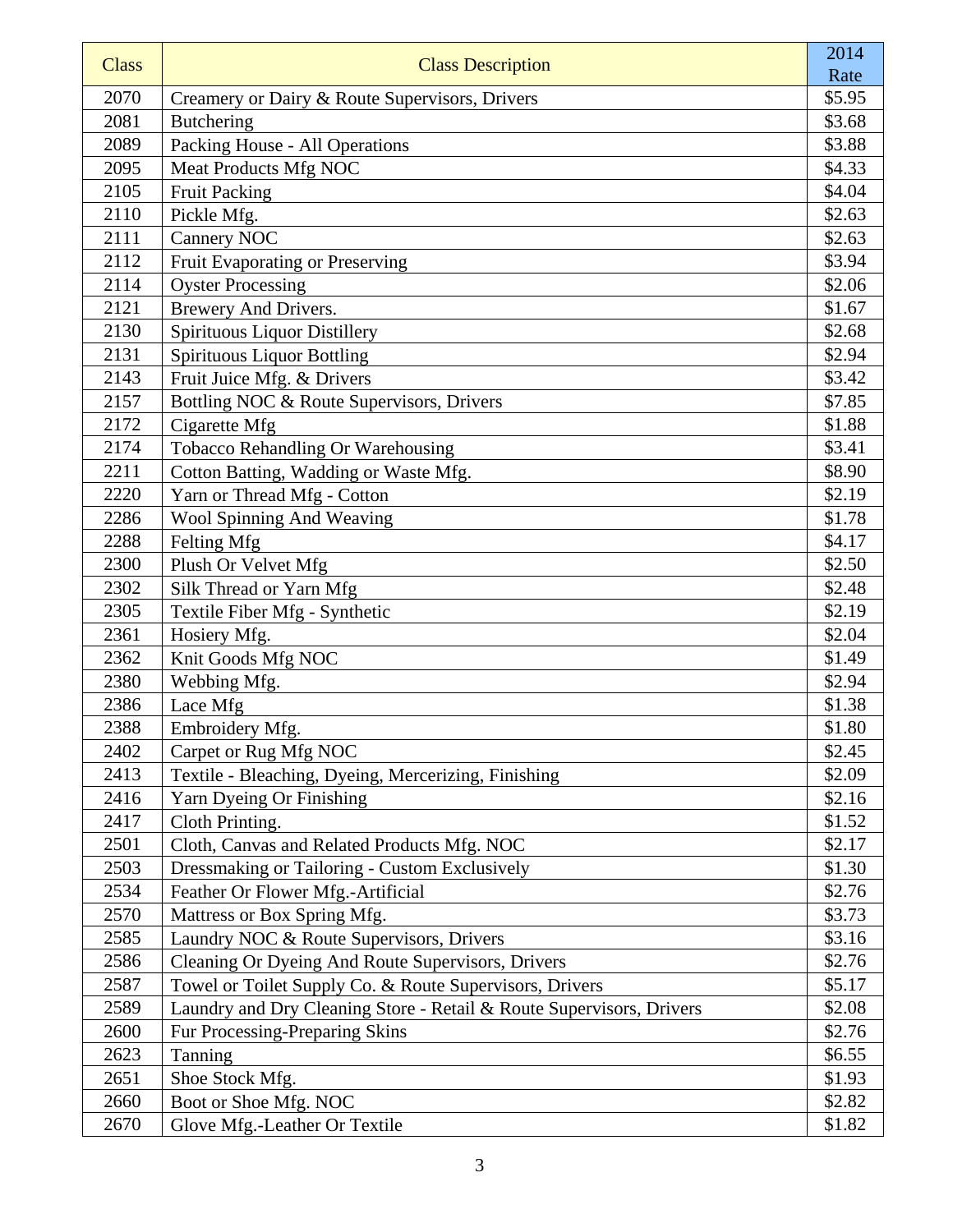| Class | Class Description | 2014 Rate |
|---|---|---|
| 2070 | Creamery or Dairy & Route Supervisors, Drivers | $5.95 |
| 2081 | Butchering | $3.68 |
| 2089 | Packing House - All Operations | $3.88 |
| 2095 | Meat Products Mfg NOC | $4.33 |
| 2105 | Fruit Packing | $4.04 |
| 2110 | Pickle Mfg. | $2.63 |
| 2111 | Cannery NOC | $2.63 |
| 2112 | Fruit Evaporating or Preserving | $3.94 |
| 2114 | Oyster Processing | $2.06 |
| 2121 | Brewery And Drivers. | $1.67 |
| 2130 | Spirituous Liquor Distillery | $2.68 |
| 2131 | Spirituous Liquor Bottling | $2.94 |
| 2143 | Fruit Juice Mfg. & Drivers | $3.42 |
| 2157 | Bottling NOC & Route Supervisors, Drivers | $7.85 |
| 2172 | Cigarette Mfg | $1.88 |
| 2174 | Tobacco Rehandling Or Warehousing | $3.41 |
| 2211 | Cotton Batting, Wadding or Waste Mfg. | $8.90 |
| 2220 | Yarn or Thread Mfg - Cotton | $2.19 |
| 2286 | Wool Spinning And Weaving | $1.78 |
| 2288 | Felting Mfg | $4.17 |
| 2300 | Plush Or Velvet Mfg | $2.50 |
| 2302 | Silk Thread or Yarn Mfg | $2.48 |
| 2305 | Textile Fiber Mfg - Synthetic | $2.19 |
| 2361 | Hosiery Mfg. | $2.04 |
| 2362 | Knit Goods Mfg NOC | $1.49 |
| 2380 | Webbing Mfg. | $2.94 |
| 2386 | Lace Mfg | $1.38 |
| 2388 | Embroidery Mfg. | $1.80 |
| 2402 | Carpet or Rug Mfg NOC | $2.45 |
| 2413 | Textile - Bleaching, Dyeing, Mercerizing, Finishing | $2.09 |
| 2416 | Yarn Dyeing Or Finishing | $2.16 |
| 2417 | Cloth Printing. | $1.52 |
| 2501 | Cloth, Canvas and Related Products Mfg. NOC | $2.17 |
| 2503 | Dressmaking or Tailoring - Custom Exclusively | $1.30 |
| 2534 | Feather Or Flower Mfg.-Artificial | $2.76 |
| 2570 | Mattress or Box Spring Mfg. | $3.73 |
| 2585 | Laundry NOC & Route Supervisors, Drivers | $3.16 |
| 2586 | Cleaning Or Dyeing And Route Supervisors, Drivers | $2.76 |
| 2587 | Towel or Toilet Supply Co. & Route Supervisors, Drivers | $5.17 |
| 2589 | Laundry and Dry Cleaning Store - Retail & Route Supervisors, Drivers | $2.08 |
| 2600 | Fur Processing-Preparing Skins | $2.76 |
| 2623 | Tanning | $6.55 |
| 2651 | Shoe Stock Mfg. | $1.93 |
| 2660 | Boot or Shoe Mfg. NOC | $2.82 |
| 2670 | Glove Mfg.-Leather Or Textile | $1.82 |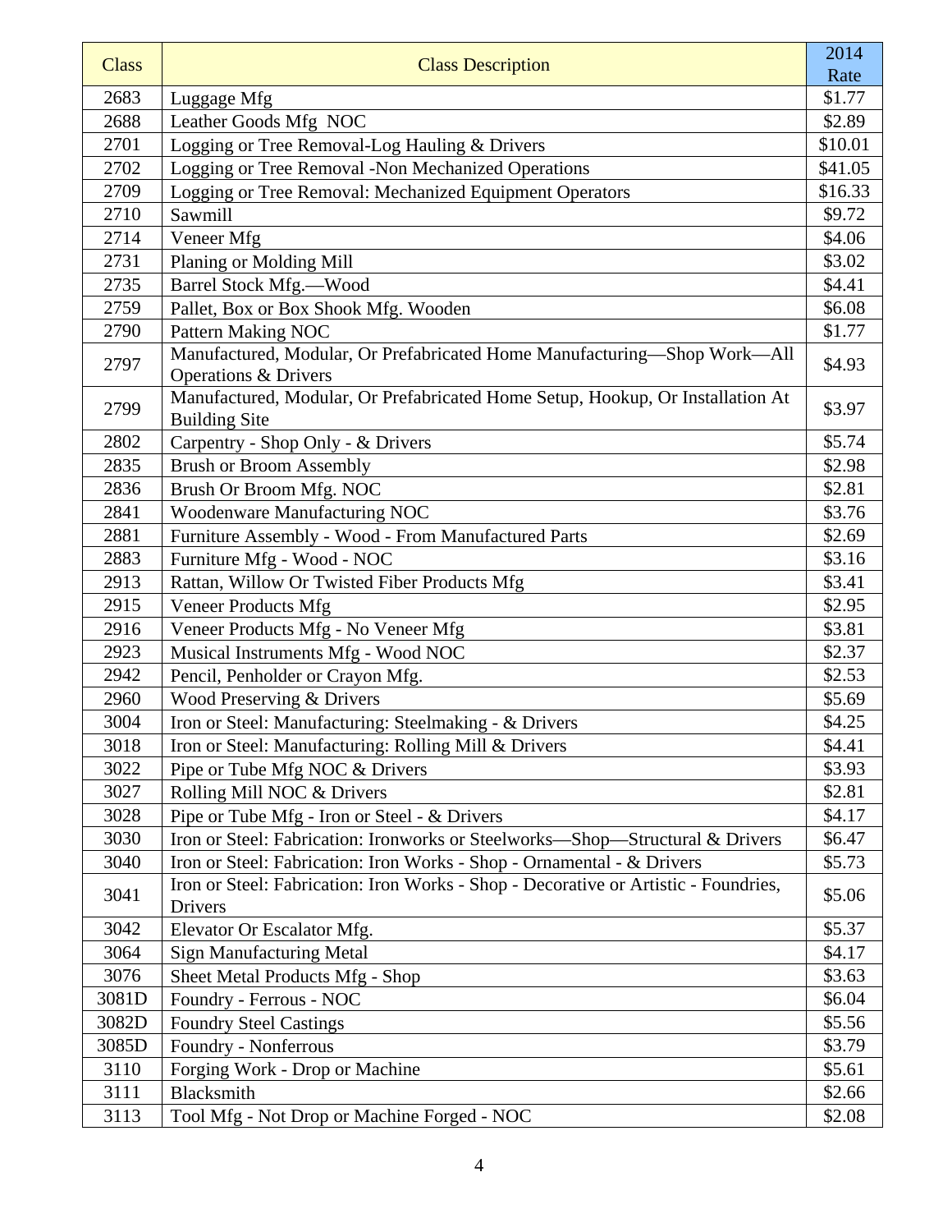| Class | Class Description | 2014 Rate |
| --- | --- | --- |
| 2683 | Luggage Mfg | $1.77 |
| 2688 | Leather Goods Mfg NOC | $2.89 |
| 2701 | Logging or Tree Removal-Log Hauling & Drivers | $10.01 |
| 2702 | Logging or Tree Removal -Non Mechanized Operations | $41.05 |
| 2709 | Logging or Tree Removal: Mechanized Equipment Operators | $16.33 |
| 2710 | Sawmill | $9.72 |
| 2714 | Veneer Mfg | $4.06 |
| 2731 | Planing or Molding Mill | $3.02 |
| 2735 | Barrel Stock Mfg.—Wood | $4.41 |
| 2759 | Pallet, Box or Box Shook Mfg. Wooden | $6.08 |
| 2790 | Pattern Making NOC | $1.77 |
| 2797 | Manufactured, Modular, Or Prefabricated Home Manufacturing—Shop Work—All Operations & Drivers | $4.93 |
| 2799 | Manufactured, Modular, Or Prefabricated Home Setup, Hookup, Or Installation At Building Site | $3.97 |
| 2802 | Carpentry - Shop Only - & Drivers | $5.74 |
| 2835 | Brush or Broom Assembly | $2.98 |
| 2836 | Brush Or Broom Mfg. NOC | $2.81 |
| 2841 | Woodenware Manufacturing NOC | $3.76 |
| 2881 | Furniture Assembly - Wood - From Manufactured Parts | $2.69 |
| 2883 | Furniture Mfg - Wood - NOC | $3.16 |
| 2913 | Rattan, Willow Or Twisted Fiber Products Mfg | $3.41 |
| 2915 | Veneer Products Mfg | $2.95 |
| 2916 | Veneer Products Mfg - No Veneer Mfg | $3.81 |
| 2923 | Musical Instruments Mfg - Wood NOC | $2.37 |
| 2942 | Pencil, Penholder or Crayon Mfg. | $2.53 |
| 2960 | Wood Preserving & Drivers | $5.69 |
| 3004 | Iron or Steel: Manufacturing: Steelmaking - & Drivers | $4.25 |
| 3018 | Iron or Steel: Manufacturing: Rolling Mill & Drivers | $4.41 |
| 3022 | Pipe or Tube Mfg NOC & Drivers | $3.93 |
| 3027 | Rolling Mill NOC & Drivers | $2.81 |
| 3028 | Pipe or Tube Mfg - Iron or Steel - & Drivers | $4.17 |
| 3030 | Iron or Steel: Fabrication: Ironworks or Steelworks—Shop—Structural & Drivers | $6.47 |
| 3040 | Iron or Steel: Fabrication: Iron Works - Shop - Ornamental - & Drivers | $5.73 |
| 3041 | Iron or Steel: Fabrication: Iron Works - Shop - Decorative or Artistic - Foundries, Drivers | $5.06 |
| 3042 | Elevator Or Escalator Mfg. | $5.37 |
| 3064 | Sign Manufacturing Metal | $4.17 |
| 3076 | Sheet Metal Products Mfg - Shop | $3.63 |
| 3081D | Foundry - Ferrous - NOC | $6.04 |
| 3082D | Foundry Steel Castings | $5.56 |
| 3085D | Foundry - Nonferrous | $3.79 |
| 3110 | Forging Work - Drop or Machine | $5.61 |
| 3111 | Blacksmith | $2.66 |
| 3113 | Tool Mfg - Not Drop or Machine Forged - NOC | $2.08 |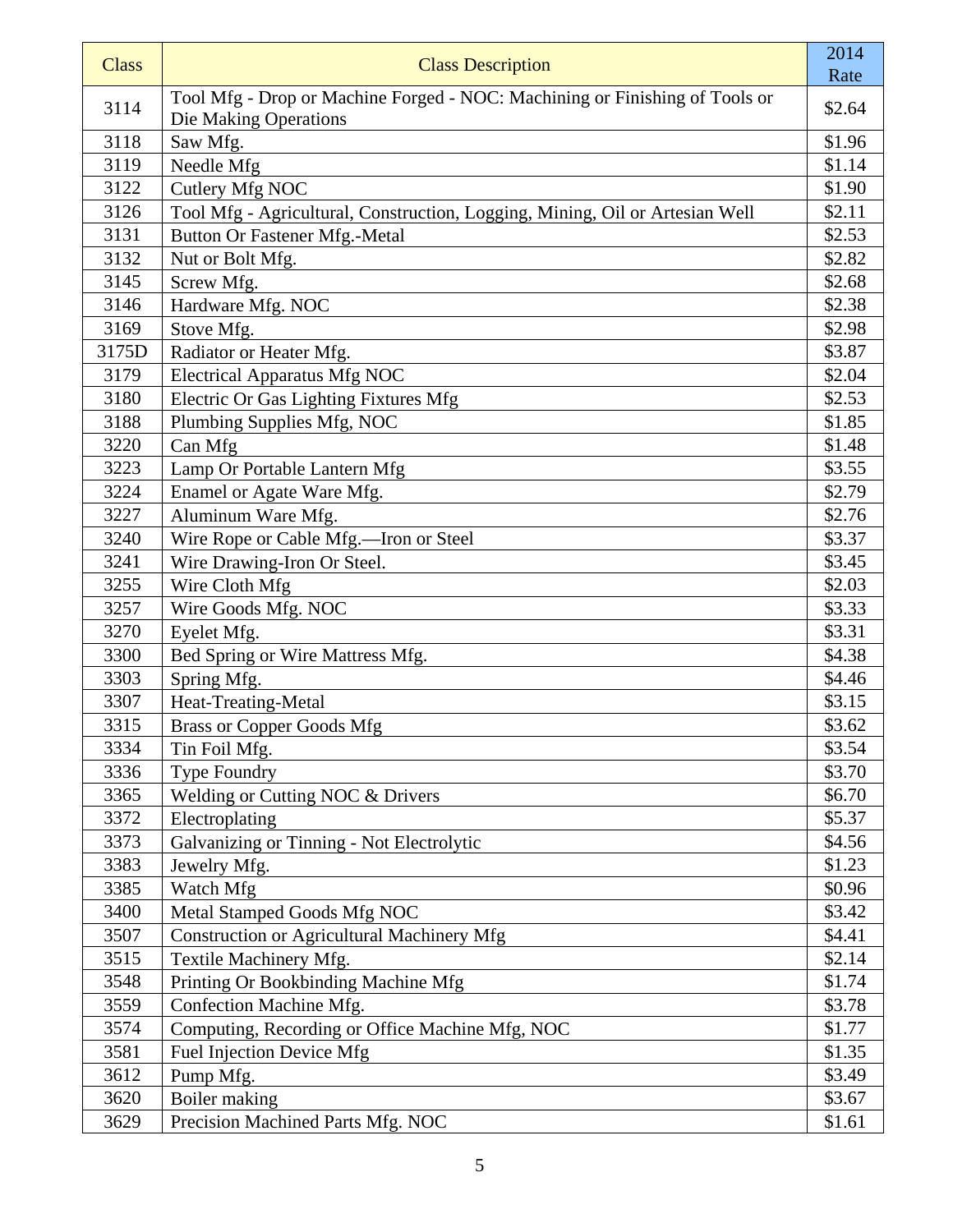| Class | Class Description | 2014 Rate |
|---|---|---|
| 3114 | Tool Mfg - Drop or Machine Forged - NOC: Machining or Finishing of Tools or Die Making Operations | $2.64 |
| 3118 | Saw Mfg. | $1.96 |
| 3119 | Needle Mfg | $1.14 |
| 3122 | Cutlery Mfg NOC | $1.90 |
| 3126 | Tool Mfg - Agricultural, Construction, Logging, Mining, Oil or Artesian Well | $2.11 |
| 3131 | Button Or Fastener Mfg.-Metal | $2.53 |
| 3132 | Nut or Bolt Mfg. | $2.82 |
| 3145 | Screw Mfg. | $2.68 |
| 3146 | Hardware Mfg. NOC | $2.38 |
| 3169 | Stove Mfg. | $2.98 |
| 3175D | Radiator or Heater Mfg. | $3.87 |
| 3179 | Electrical Apparatus Mfg NOC | $2.04 |
| 3180 | Electric Or Gas Lighting Fixtures Mfg | $2.53 |
| 3188 | Plumbing Supplies Mfg, NOC | $1.85 |
| 3220 | Can Mfg | $1.48 |
| 3223 | Lamp Or Portable Lantern Mfg | $3.55 |
| 3224 | Enamel or Agate Ware Mfg. | $2.79 |
| 3227 | Aluminum Ware Mfg. | $2.76 |
| 3240 | Wire Rope or Cable Mfg.—Iron or Steel | $3.37 |
| 3241 | Wire Drawing-Iron Or Steel. | $3.45 |
| 3255 | Wire Cloth Mfg | $2.03 |
| 3257 | Wire Goods Mfg. NOC | $3.33 |
| 3270 | Eyelet Mfg. | $3.31 |
| 3300 | Bed Spring or Wire Mattress Mfg. | $4.38 |
| 3303 | Spring Mfg. | $4.46 |
| 3307 | Heat-Treating-Metal | $3.15 |
| 3315 | Brass or Copper Goods Mfg | $3.62 |
| 3334 | Tin Foil Mfg. | $3.54 |
| 3336 | Type Foundry | $3.70 |
| 3365 | Welding or Cutting NOC & Drivers | $6.70 |
| 3372 | Electroplating | $5.37 |
| 3373 | Galvanizing or Tinning - Not Electrolytic | $4.56 |
| 3383 | Jewelry Mfg. | $1.23 |
| 3385 | Watch Mfg | $0.96 |
| 3400 | Metal Stamped Goods Mfg NOC | $3.42 |
| 3507 | Construction or Agricultural Machinery Mfg | $4.41 |
| 3515 | Textile Machinery Mfg. | $2.14 |
| 3548 | Printing Or Bookbinding Machine Mfg | $1.74 |
| 3559 | Confection Machine Mfg. | $3.78 |
| 3574 | Computing, Recording or Office Machine Mfg, NOC | $1.77 |
| 3581 | Fuel Injection Device Mfg | $1.35 |
| 3612 | Pump Mfg. | $3.49 |
| 3620 | Boiler making | $3.67 |
| 3629 | Precision Machined Parts Mfg. NOC | $1.61 |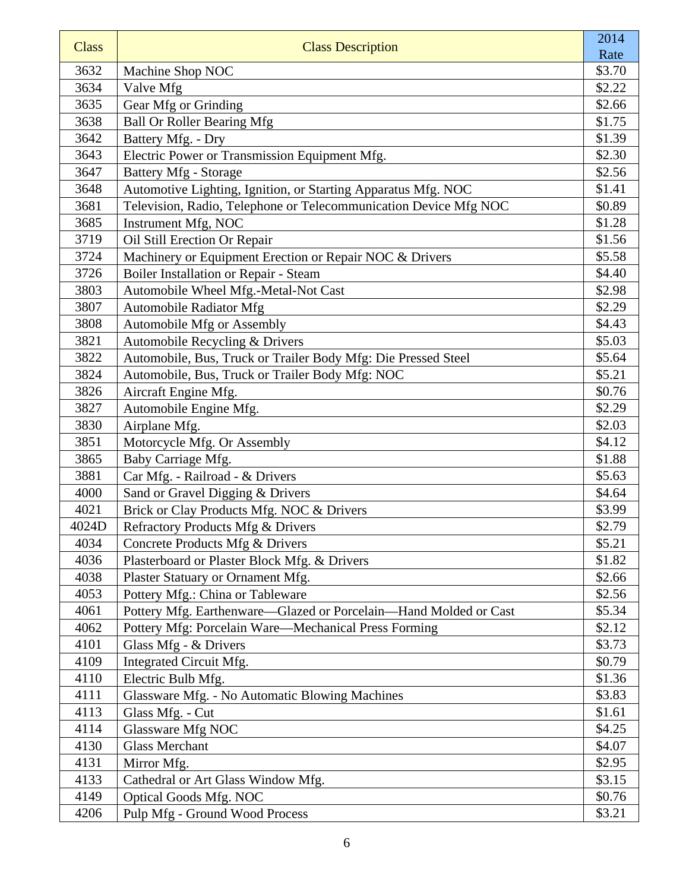| Class | Class Description | 2014 Rate |
|---|---|---|
| 3632 | Machine Shop NOC | $3.70 |
| 3634 | Valve Mfg | $2.22 |
| 3635 | Gear Mfg or Grinding | $2.66 |
| 3638 | Ball Or Roller Bearing Mfg | $1.75 |
| 3642 | Battery Mfg. - Dry | $1.39 |
| 3643 | Electric Power or Transmission Equipment Mfg. | $2.30 |
| 3647 | Battery Mfg - Storage | $2.56 |
| 3648 | Automotive Lighting, Ignition, or Starting Apparatus Mfg. NOC | $1.41 |
| 3681 | Television, Radio, Telephone or Telecommunication Device Mfg NOC | $0.89 |
| 3685 | Instrument Mfg, NOC | $1.28 |
| 3719 | Oil Still Erection Or Repair | $1.56 |
| 3724 | Machinery or Equipment Erection or Repair NOC & Drivers | $5.58 |
| 3726 | Boiler Installation or Repair - Steam | $4.40 |
| 3803 | Automobile Wheel Mfg.-Metal-Not Cast | $2.98 |
| 3807 | Automobile Radiator Mfg | $2.29 |
| 3808 | Automobile Mfg or Assembly | $4.43 |
| 3821 | Automobile Recycling & Drivers | $5.03 |
| 3822 | Automobile, Bus, Truck or Trailer Body Mfg: Die Pressed Steel | $5.64 |
| 3824 | Automobile, Bus, Truck or Trailer Body Mfg: NOC | $5.21 |
| 3826 | Aircraft Engine Mfg. | $0.76 |
| 3827 | Automobile Engine Mfg. | $2.29 |
| 3830 | Airplane Mfg. | $2.03 |
| 3851 | Motorcycle Mfg. Or Assembly | $4.12 |
| 3865 | Baby Carriage Mfg. | $1.88 |
| 3881 | Car Mfg. - Railroad - & Drivers | $5.63 |
| 4000 | Sand or Gravel Digging & Drivers | $4.64 |
| 4021 | Brick or Clay Products Mfg. NOC & Drivers | $3.99 |
| 4024D | Refractory Products Mfg & Drivers | $2.79 |
| 4034 | Concrete Products Mfg & Drivers | $5.21 |
| 4036 | Plasterboard or Plaster Block Mfg. & Drivers | $1.82 |
| 4038 | Plaster Statuary or Ornament Mfg. | $2.66 |
| 4053 | Pottery Mfg.: China or Tableware | $2.56 |
| 4061 | Pottery Mfg. Earthenware—Glazed or Porcelain—Hand Molded or Cast | $5.34 |
| 4062 | Pottery Mfg: Porcelain Ware—Mechanical Press Forming | $2.12 |
| 4101 | Glass Mfg - & Drivers | $3.73 |
| 4109 | Integrated Circuit Mfg. | $0.79 |
| 4110 | Electric Bulb Mfg. | $1.36 |
| 4111 | Glassware Mfg. - No Automatic Blowing Machines | $3.83 |
| 4113 | Glass Mfg. - Cut | $1.61 |
| 4114 | Glassware Mfg NOC | $4.25 |
| 4130 | Glass Merchant | $4.07 |
| 4131 | Mirror Mfg. | $2.95 |
| 4133 | Cathedral or Art Glass Window Mfg. | $3.15 |
| 4149 | Optical Goods Mfg. NOC | $0.76 |
| 4206 | Pulp Mfg - Ground Wood Process | $3.21 |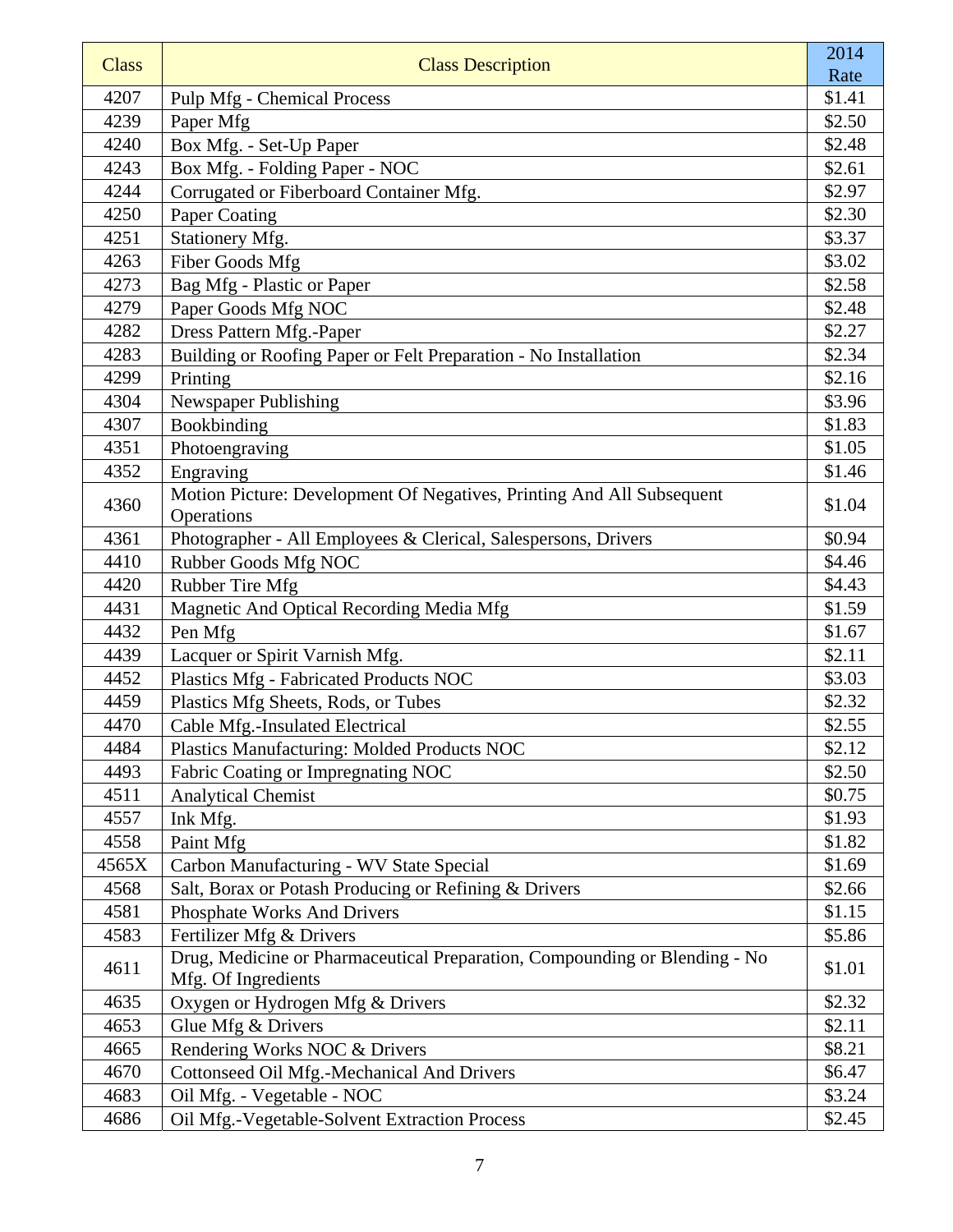| Class | Class Description | 2014 Rate |
|---|---|---|
| 4207 | Pulp Mfg - Chemical Process | $1.41 |
| 4239 | Paper Mfg | $2.50 |
| 4240 | Box Mfg. - Set-Up Paper | $2.48 |
| 4243 | Box Mfg. - Folding Paper - NOC | $2.61 |
| 4244 | Corrugated or Fiberboard Container Mfg. | $2.97 |
| 4250 | Paper Coating | $2.30 |
| 4251 | Stationery Mfg. | $3.37 |
| 4263 | Fiber Goods Mfg | $3.02 |
| 4273 | Bag Mfg - Plastic or Paper | $2.58 |
| 4279 | Paper Goods Mfg NOC | $2.48 |
| 4282 | Dress Pattern Mfg.-Paper | $2.27 |
| 4283 | Building or Roofing Paper or Felt Preparation - No Installation | $2.34 |
| 4299 | Printing | $2.16 |
| 4304 | Newspaper Publishing | $3.96 |
| 4307 | Bookbinding | $1.83 |
| 4351 | Photoengraving | $1.05 |
| 4352 | Engraving | $1.46 |
| 4360 | Motion Picture: Development Of Negatives, Printing And All Subsequent Operations | $1.04 |
| 4361 | Photographer - All Employees & Clerical, Salespersons, Drivers | $0.94 |
| 4410 | Rubber Goods Mfg NOC | $4.46 |
| 4420 | Rubber Tire Mfg | $4.43 |
| 4431 | Magnetic And Optical Recording Media Mfg | $1.59 |
| 4432 | Pen Mfg | $1.67 |
| 4439 | Lacquer or Spirit Varnish Mfg. | $2.11 |
| 4452 | Plastics Mfg - Fabricated Products NOC | $3.03 |
| 4459 | Plastics Mfg Sheets, Rods, or Tubes | $2.32 |
| 4470 | Cable Mfg.-Insulated Electrical | $2.55 |
| 4484 | Plastics Manufacturing: Molded Products NOC | $2.12 |
| 4493 | Fabric Coating or Impregnating NOC | $2.50 |
| 4511 | Analytical Chemist | $0.75 |
| 4557 | Ink Mfg. | $1.93 |
| 4558 | Paint Mfg | $1.82 |
| 4565X | Carbon Manufacturing - WV State Special | $1.69 |
| 4568 | Salt, Borax or Potash Producing or Refining & Drivers | $2.66 |
| 4581 | Phosphate Works And Drivers | $1.15 |
| 4583 | Fertilizer Mfg & Drivers | $5.86 |
| 4611 | Drug, Medicine or Pharmaceutical Preparation, Compounding or Blending - No Mfg. Of Ingredients | $1.01 |
| 4635 | Oxygen or Hydrogen Mfg & Drivers | $2.32 |
| 4653 | Glue Mfg & Drivers | $2.11 |
| 4665 | Rendering Works NOC & Drivers | $8.21 |
| 4670 | Cottonseed Oil Mfg.-Mechanical And Drivers | $6.47 |
| 4683 | Oil Mfg. - Vegetable - NOC | $3.24 |
| 4686 | Oil Mfg.-Vegetable-Solvent Extraction Process | $2.45 |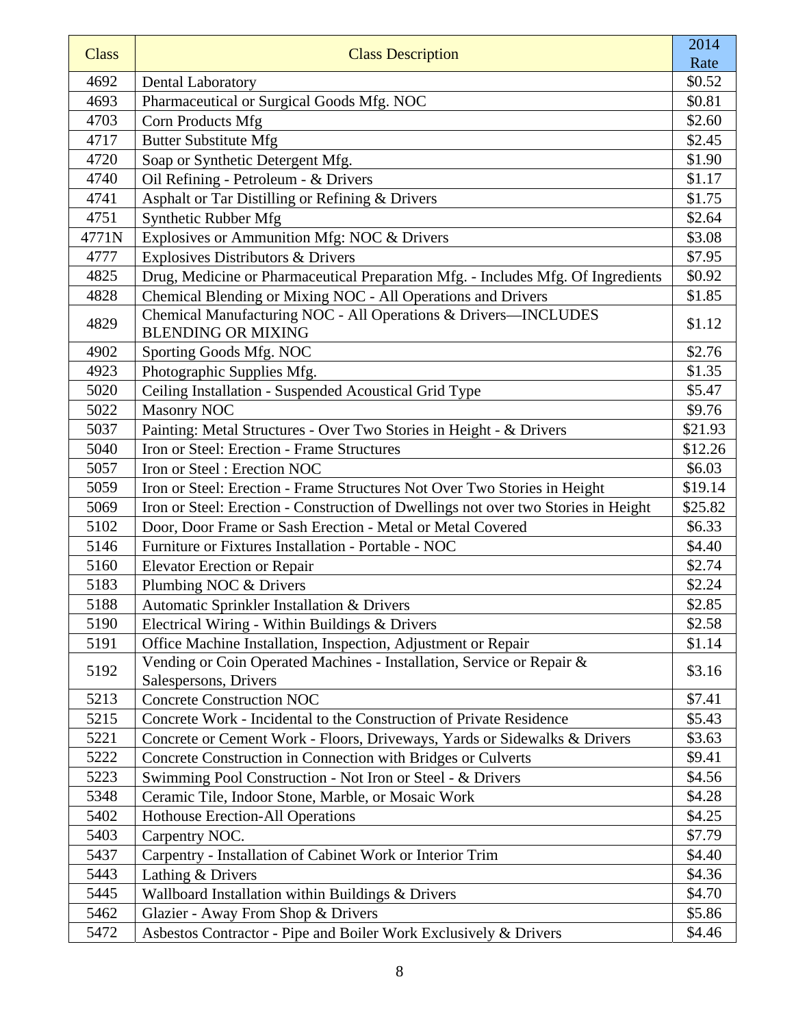| Class | Class Description | 2014 Rate |
|---|---|---|
| 4692 | Dental Laboratory | $0.52 |
| 4693 | Pharmaceutical or Surgical Goods Mfg. NOC | $0.81 |
| 4703 | Corn Products Mfg | $2.60 |
| 4717 | Butter Substitute Mfg | $2.45 |
| 4720 | Soap or Synthetic Detergent Mfg. | $1.90 |
| 4740 | Oil Refining - Petroleum - & Drivers | $1.17 |
| 4741 | Asphalt or Tar Distilling or Refining & Drivers | $1.75 |
| 4751 | Synthetic Rubber Mfg | $2.64 |
| 4771N | Explosives or Ammunition Mfg: NOC & Drivers | $3.08 |
| 4777 | Explosives Distributors & Drivers | $7.95 |
| 4825 | Drug, Medicine or Pharmaceutical Preparation Mfg. - Includes Mfg. Of Ingredients | $0.92 |
| 4828 | Chemical Blending or Mixing NOC - All Operations and Drivers | $1.85 |
| 4829 | Chemical Manufacturing NOC - All Operations & Drivers—INCLUDES BLENDING OR MIXING | $1.12 |
| 4902 | Sporting Goods Mfg. NOC | $2.76 |
| 4923 | Photographic Supplies Mfg. | $1.35 |
| 5020 | Ceiling Installation - Suspended Acoustical Grid Type | $5.47 |
| 5022 | Masonry NOC | $9.76 |
| 5037 | Painting: Metal Structures - Over Two Stories in Height - & Drivers | $21.93 |
| 5040 | Iron or Steel: Erection - Frame Structures | $12.26 |
| 5057 | Iron or Steel : Erection NOC | $6.03 |
| 5059 | Iron or Steel: Erection - Frame Structures Not Over Two Stories in Height | $19.14 |
| 5069 | Iron or Steel: Erection - Construction of Dwellings not over two Stories in Height | $25.82 |
| 5102 | Door, Door Frame or Sash Erection - Metal or Metal Covered | $6.33 |
| 5146 | Furniture or Fixtures Installation - Portable - NOC | $4.40 |
| 5160 | Elevator Erection or Repair | $2.74 |
| 5183 | Plumbing NOC & Drivers | $2.24 |
| 5188 | Automatic Sprinkler Installation & Drivers | $2.85 |
| 5190 | Electrical Wiring - Within Buildings & Drivers | $2.58 |
| 5191 | Office Machine Installation, Inspection, Adjustment or Repair | $1.14 |
| 5192 | Vending or Coin Operated Machines - Installation, Service or Repair & Salespersons, Drivers | $3.16 |
| 5213 | Concrete Construction NOC | $7.41 |
| 5215 | Concrete Work - Incidental to the Construction of Private Residence | $5.43 |
| 5221 | Concrete or Cement Work - Floors, Driveways, Yards or Sidewalks & Drivers | $3.63 |
| 5222 | Concrete Construction in Connection with Bridges or Culverts | $9.41 |
| 5223 | Swimming Pool Construction - Not Iron or Steel - & Drivers | $4.56 |
| 5348 | Ceramic Tile, Indoor Stone, Marble, or Mosaic Work | $4.28 |
| 5402 | Hothouse Erection-All Operations | $4.25 |
| 5403 | Carpentry NOC. | $7.79 |
| 5437 | Carpentry - Installation of Cabinet Work or Interior Trim | $4.40 |
| 5443 | Lathing & Drivers | $4.36 |
| 5445 | Wallboard Installation within Buildings & Drivers | $4.70 |
| 5462 | Glazier - Away From Shop & Drivers | $5.86 |
| 5472 | Asbestos Contractor - Pipe and Boiler Work Exclusively & Drivers | $4.46 |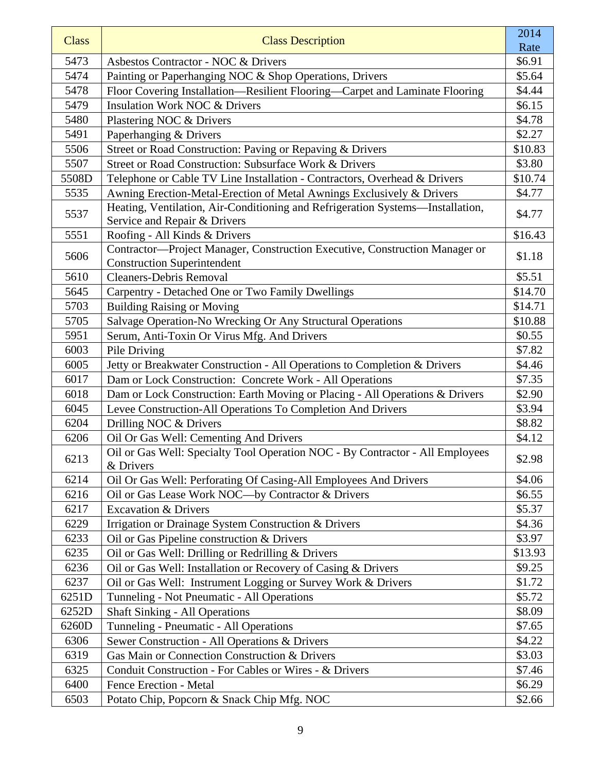| Class | Class Description | 2014 Rate |
|---|---|---|
| 5473 | Asbestos Contractor - NOC & Drivers | $6.91 |
| 5474 | Painting or Paperhanging NOC & Shop Operations, Drivers | $5.64 |
| 5478 | Floor Covering Installation—Resilient Flooring—Carpet and Laminate Flooring | $4.44 |
| 5479 | Insulation Work NOC & Drivers | $6.15 |
| 5480 | Plastering NOC & Drivers | $4.78 |
| 5491 | Paperhanging & Drivers | $2.27 |
| 5506 | Street or Road Construction: Paving or Repaving & Drivers | $10.83 |
| 5507 | Street or Road Construction: Subsurface Work & Drivers | $3.80 |
| 5508D | Telephone or Cable TV Line Installation - Contractors, Overhead & Drivers | $10.74 |
| 5535 | Awning Erection-Metal-Erection of Metal Awnings Exclusively & Drivers | $4.77 |
| 5537 | Heating, Ventilation, Air-Conditioning and Refrigeration Systems—Installation, Service and Repair & Drivers | $4.77 |
| 5551 | Roofing - All Kinds & Drivers | $16.43 |
| 5606 | Contractor—Project Manager, Construction Executive, Construction Manager or Construction Superintendent | $1.18 |
| 5610 | Cleaners-Debris Removal | $5.51 |
| 5645 | Carpentry - Detached One or Two Family Dwellings | $14.70 |
| 5703 | Building Raising or Moving | $14.71 |
| 5705 | Salvage Operation-No Wrecking Or Any Structural Operations | $10.88 |
| 5951 | Serum, Anti-Toxin Or Virus Mfg. And Drivers | $0.55 |
| 6003 | Pile Driving | $7.82 |
| 6005 | Jetty or Breakwater Construction - All Operations to Completion & Drivers | $4.46 |
| 6017 | Dam or Lock Construction: Concrete Work - All Operations | $7.35 |
| 6018 | Dam or Lock Construction: Earth Moving or Placing - All Operations & Drivers | $2.90 |
| 6045 | Levee Construction-All Operations To Completion And Drivers | $3.94 |
| 6204 | Drilling NOC & Drivers | $8.82 |
| 6206 | Oil Or Gas Well: Cementing And Drivers | $4.12 |
| 6213 | Oil or Gas Well: Specialty Tool Operation NOC - By Contractor - All Employees & Drivers | $2.98 |
| 6214 | Oil Or Gas Well: Perforating Of Casing-All Employees And Drivers | $4.06 |
| 6216 | Oil or Gas Lease Work NOC—by Contractor & Drivers | $6.55 |
| 6217 | Excavation & Drivers | $5.37 |
| 6229 | Irrigation or Drainage System Construction & Drivers | $4.36 |
| 6233 | Oil or Gas Pipeline construction & Drivers | $3.97 |
| 6235 | Oil or Gas Well: Drilling or Redrilling & Drivers | $13.93 |
| 6236 | Oil or Gas Well: Installation or Recovery of Casing & Drivers | $9.25 |
| 6237 | Oil or Gas Well: Instrument Logging or Survey Work & Drivers | $1.72 |
| 6251D | Tunneling - Not Pneumatic - All Operations | $5.72 |
| 6252D | Shaft Sinking - All Operations | $8.09 |
| 6260D | Tunneling - Pneumatic - All Operations | $7.65 |
| 6306 | Sewer Construction - All Operations & Drivers | $4.22 |
| 6319 | Gas Main or Connection Construction & Drivers | $3.03 |
| 6325 | Conduit Construction - For Cables or Wires - & Drivers | $7.46 |
| 6400 | Fence Erection - Metal | $6.29 |
| 6503 | Potato Chip, Popcorn & Snack Chip Mfg. NOC | $2.66 |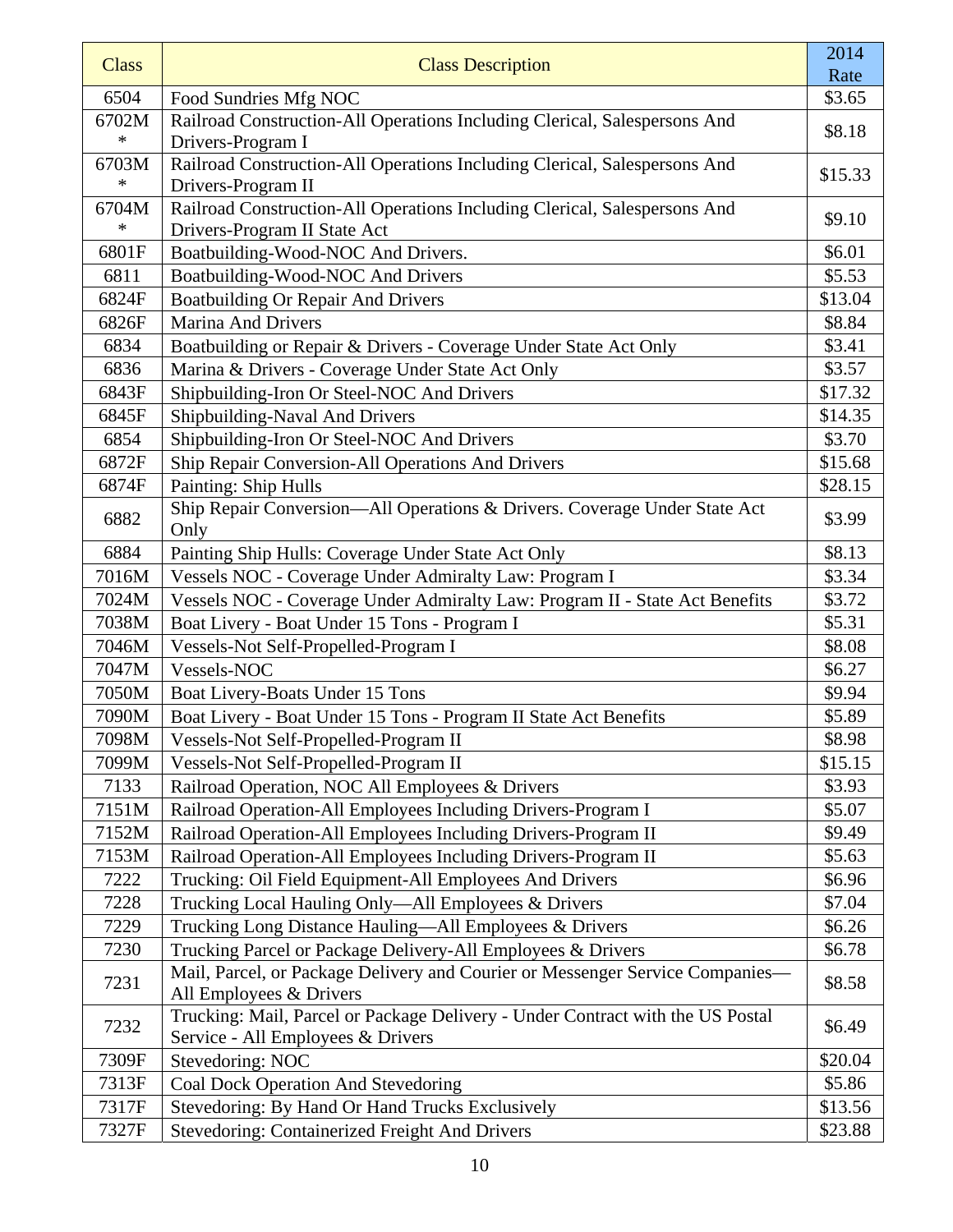| Class | Class Description | 2014 Rate |
|---|---|---|
| 6504 | Food Sundries Mfg NOC | $3.65 |
| 6702M * | Railroad Construction-All Operations Including Clerical, Salespersons And Drivers-Program I | $8.18 |
| 6703M * | Railroad Construction-All Operations Including Clerical, Salespersons And Drivers-Program II | $15.33 |
| 6704M * | Railroad Construction-All Operations Including Clerical, Salespersons And Drivers-Program II State Act | $9.10 |
| 6801F | Boatbuilding-Wood-NOC And Drivers. | $6.01 |
| 6811 | Boatbuilding-Wood-NOC And Drivers | $5.53 |
| 6824F | Boatbuilding Or Repair And Drivers | $13.04 |
| 6826F | Marina And Drivers | $8.84 |
| 6834 | Boatbuilding or Repair & Drivers - Coverage Under State Act Only | $3.41 |
| 6836 | Marina & Drivers - Coverage Under State Act Only | $3.57 |
| 6843F | Shipbuilding-Iron Or Steel-NOC And Drivers | $17.32 |
| 6845F | Shipbuilding-Naval And Drivers | $14.35 |
| 6854 | Shipbuilding-Iron Or Steel-NOC And Drivers | $3.70 |
| 6872F | Ship Repair Conversion-All Operations And Drivers | $15.68 |
| 6874F | Painting: Ship Hulls | $28.15 |
| 6882 | Ship Repair Conversion—All Operations & Drivers. Coverage Under State Act Only | $3.99 |
| 6884 | Painting Ship Hulls: Coverage Under State Act Only | $8.13 |
| 7016M | Vessels NOC - Coverage Under Admiralty Law: Program I | $3.34 |
| 7024M | Vessels NOC - Coverage Under Admiralty Law: Program II - State Act Benefits | $3.72 |
| 7038M | Boat Livery - Boat Under 15 Tons - Program I | $5.31 |
| 7046M | Vessels-Not Self-Propelled-Program I | $8.08 |
| 7047M | Vessels-NOC | $6.27 |
| 7050M | Boat Livery-Boats Under 15 Tons | $9.94 |
| 7090M | Boat Livery - Boat Under 15 Tons - Program II State Act Benefits | $5.89 |
| 7098M | Vessels-Not Self-Propelled-Program II | $8.98 |
| 7099M | Vessels-Not Self-Propelled-Program II | $15.15 |
| 7133 | Railroad Operation, NOC All Employees & Drivers | $3.93 |
| 7151M | Railroad Operation-All Employees Including Drivers-Program I | $5.07 |
| 7152M | Railroad Operation-All Employees Including Drivers-Program II | $9.49 |
| 7153M | Railroad Operation-All Employees Including Drivers-Program II | $5.63 |
| 7222 | Trucking: Oil Field Equipment-All Employees And Drivers | $6.96 |
| 7228 | Trucking Local Hauling Only—All Employees & Drivers | $7.04 |
| 7229 | Trucking Long Distance Hauling—All Employees & Drivers | $6.26 |
| 7230 | Trucking Parcel or Package Delivery-All Employees & Drivers | $6.78 |
| 7231 | Mail, Parcel, or Package Delivery and Courier or Messenger Service Companies—All Employees & Drivers | $8.58 |
| 7232 | Trucking: Mail, Parcel or Package Delivery - Under Contract with the US Postal Service - All Employees & Drivers | $6.49 |
| 7309F | Stevedoring: NOC | $20.04 |
| 7313F | Coal Dock Operation And Stevedoring | $5.86 |
| 7317F | Stevedoring: By Hand Or Hand Trucks Exclusively | $13.56 |
| 7327F | Stevedoring: Containerized Freight And Drivers | $23.88 |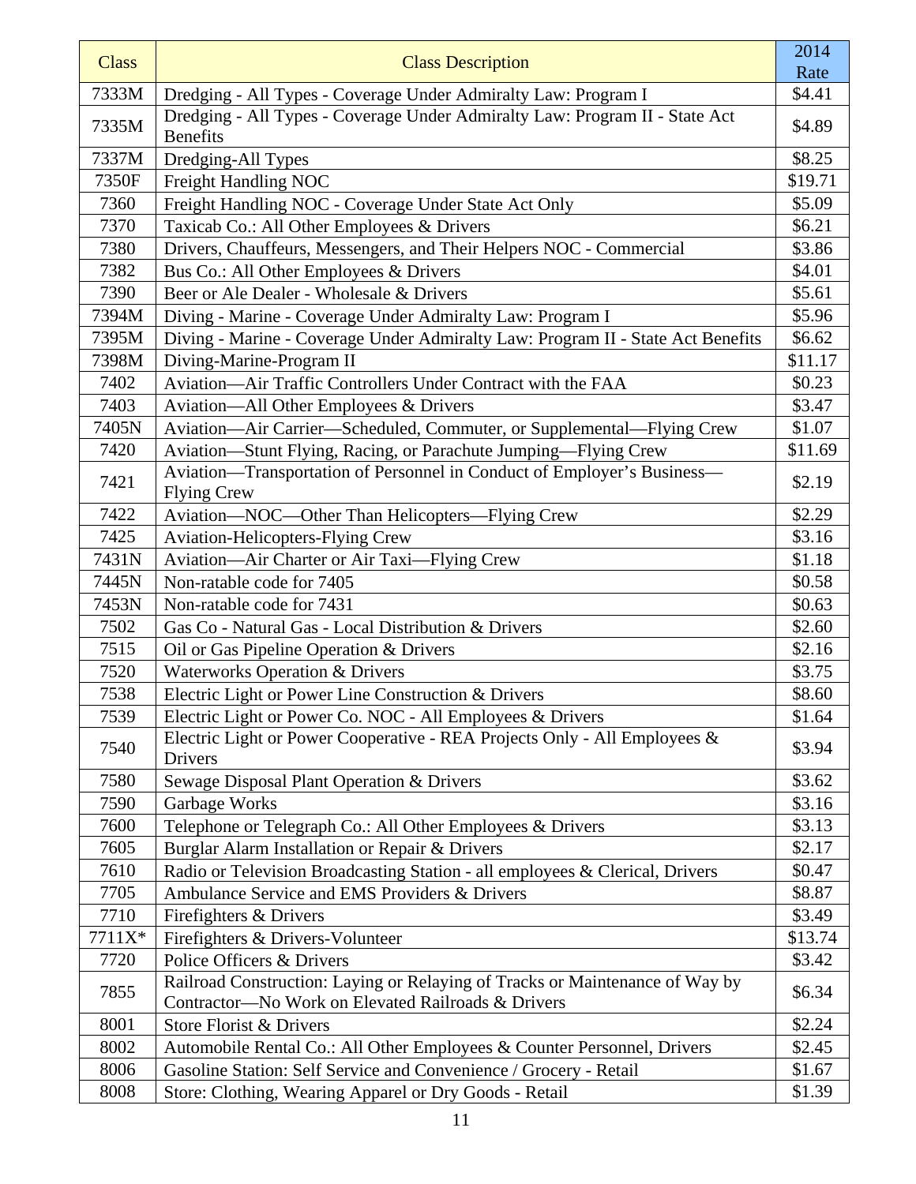| Class | Class Description | 2014 Rate |
|---|---|---|
| 7333M | Dredging - All Types - Coverage Under Admiralty Law: Program I | $4.41 |
| 7335M | Dredging - All Types - Coverage Under Admiralty Law: Program II - State Act Benefits | $4.89 |
| 7337M | Dredging-All Types | $8.25 |
| 7350F | Freight Handling NOC | $19.71 |
| 7360 | Freight Handling NOC - Coverage Under State Act Only | $5.09 |
| 7370 | Taxicab Co.: All Other Employees & Drivers | $6.21 |
| 7380 | Drivers, Chauffeurs, Messengers, and Their Helpers NOC - Commercial | $3.86 |
| 7382 | Bus Co.: All Other Employees & Drivers | $4.01 |
| 7390 | Beer or Ale Dealer - Wholesale & Drivers | $5.61 |
| 7394M | Diving - Marine - Coverage Under Admiralty Law: Program I | $5.96 |
| 7395M | Diving - Marine - Coverage Under Admiralty Law: Program II - State Act Benefits | $6.62 |
| 7398M | Diving-Marine-Program II | $11.17 |
| 7402 | Aviation—Air Traffic Controllers Under Contract with the FAA | $0.23 |
| 7403 | Aviation—All Other Employees & Drivers | $3.47 |
| 7405N | Aviation—Air Carrier—Scheduled, Commuter, or Supplemental—Flying Crew | $1.07 |
| 7420 | Aviation—Stunt Flying, Racing, or Parachute Jumping—Flying Crew | $11.69 |
| 7421 | Aviation—Transportation of Personnel in Conduct of Employer's Business—Flying Crew | $2.19 |
| 7422 | Aviation—NOC—Other Than Helicopters—Flying Crew | $2.29 |
| 7425 | Aviation-Helicopters-Flying Crew | $3.16 |
| 7431N | Aviation—Air Charter or Air Taxi—Flying Crew | $1.18 |
| 7445N | Non-ratable code for 7405 | $0.58 |
| 7453N | Non-ratable code for 7431 | $0.63 |
| 7502 | Gas Co - Natural Gas - Local Distribution & Drivers | $2.60 |
| 7515 | Oil or Gas Pipeline Operation & Drivers | $2.16 |
| 7520 | Waterworks Operation & Drivers | $3.75 |
| 7538 | Electric Light or Power Line Construction & Drivers | $8.60 |
| 7539 | Electric Light or Power Co. NOC - All Employees & Drivers | $1.64 |
| 7540 | Electric Light or Power Cooperative - REA Projects Only - All Employees & Drivers | $3.94 |
| 7580 | Sewage Disposal Plant Operation & Drivers | $3.62 |
| 7590 | Garbage Works | $3.16 |
| 7600 | Telephone or Telegraph Co.: All Other Employees & Drivers | $3.13 |
| 7605 | Burglar Alarm Installation or Repair & Drivers | $2.17 |
| 7610 | Radio or Television Broadcasting Station - all employees & Clerical, Drivers | $0.47 |
| 7705 | Ambulance Service and EMS Providers & Drivers | $8.87 |
| 7710 | Firefighters & Drivers | $3.49 |
| 7711X* | Firefighters & Drivers-Volunteer | $13.74 |
| 7720 | Police Officers & Drivers | $3.42 |
| 7855 | Railroad Construction: Laying or Relaying of Tracks or Maintenance of Way by Contractor—No Work on Elevated Railroads & Drivers | $6.34 |
| 8001 | Store Florist & Drivers | $2.24 |
| 8002 | Automobile Rental Co.: All Other Employees & Counter Personnel, Drivers | $2.45 |
| 8006 | Gasoline Station: Self Service and Convenience / Grocery - Retail | $1.67 |
| 8008 | Store: Clothing, Wearing Apparel or Dry Goods - Retail | $1.39 |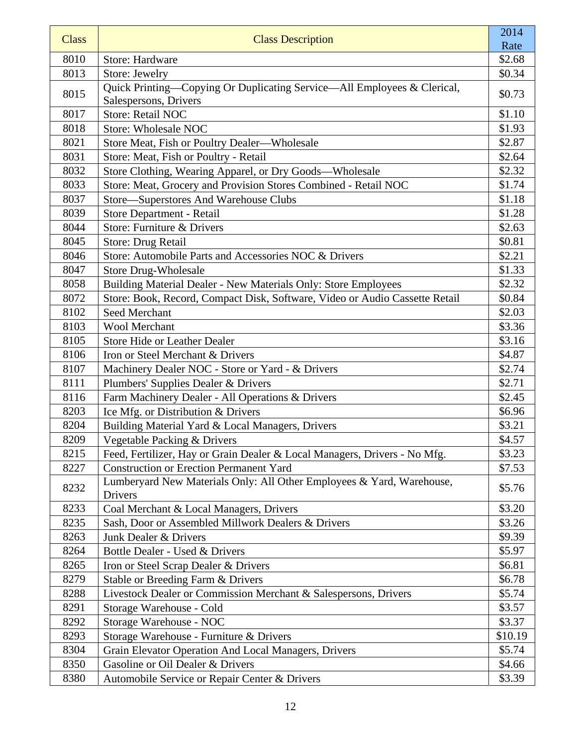| Class | Class Description | 2014 Rate |
|---|---|---|
| 8010 | Store: Hardware | $2.68 |
| 8013 | Store: Jewelry | $0.34 |
| 8015 | Quick Printing—Copying Or Duplicating Service—All Employees & Clerical, Salespersons, Drivers | $0.73 |
| 8017 | Store: Retail NOC | $1.10 |
| 8018 | Store: Wholesale NOC | $1.93 |
| 8021 | Store Meat, Fish or Poultry Dealer—Wholesale | $2.87 |
| 8031 | Store: Meat, Fish or Poultry - Retail | $2.64 |
| 8032 | Store Clothing, Wearing Apparel, or Dry Goods—Wholesale | $2.32 |
| 8033 | Store: Meat, Grocery and Provision Stores Combined - Retail NOC | $1.74 |
| 8037 | Store—Superstores And Warehouse Clubs | $1.18 |
| 8039 | Store Department - Retail | $1.28 |
| 8044 | Store: Furniture & Drivers | $2.63 |
| 8045 | Store: Drug Retail | $0.81 |
| 8046 | Store: Automobile Parts and Accessories NOC & Drivers | $2.21 |
| 8047 | Store Drug-Wholesale | $1.33 |
| 8058 | Building Material Dealer - New Materials Only: Store Employees | $2.32 |
| 8072 | Store: Book, Record, Compact Disk, Software, Video or Audio Cassette Retail | $0.84 |
| 8102 | Seed Merchant | $2.03 |
| 8103 | Wool Merchant | $3.36 |
| 8105 | Store Hide or Leather Dealer | $3.16 |
| 8106 | Iron or Steel Merchant & Drivers | $4.87 |
| 8107 | Machinery Dealer NOC - Store or Yard - & Drivers | $2.74 |
| 8111 | Plumbers' Supplies Dealer & Drivers | $2.71 |
| 8116 | Farm Machinery Dealer - All Operations & Drivers | $2.45 |
| 8203 | Ice Mfg. or Distribution & Drivers | $6.96 |
| 8204 | Building Material Yard & Local Managers, Drivers | $3.21 |
| 8209 | Vegetable Packing & Drivers | $4.57 |
| 8215 | Feed, Fertilizer, Hay or Grain Dealer & Local Managers, Drivers - No Mfg. | $3.23 |
| 8227 | Construction or Erection Permanent Yard | $7.53 |
| 8232 | Lumberyard New Materials Only: All Other Employees & Yard, Warehouse, Drivers | $5.76 |
| 8233 | Coal Merchant & Local Managers, Drivers | $3.20 |
| 8235 | Sash, Door or Assembled Millwork Dealers & Drivers | $3.26 |
| 8263 | Junk Dealer & Drivers | $9.39 |
| 8264 | Bottle Dealer - Used & Drivers | $5.97 |
| 8265 | Iron or Steel Scrap Dealer & Drivers | $6.81 |
| 8279 | Stable or Breeding Farm & Drivers | $6.78 |
| 8288 | Livestock Dealer or Commission Merchant & Salespersons, Drivers | $5.74 |
| 8291 | Storage Warehouse - Cold | $3.57 |
| 8292 | Storage Warehouse - NOC | $3.37 |
| 8293 | Storage Warehouse - Furniture & Drivers | $10.19 |
| 8304 | Grain Elevator Operation And Local Managers, Drivers | $5.74 |
| 8350 | Gasoline or Oil Dealer & Drivers | $4.66 |
| 8380 | Automobile Service or Repair Center & Drivers | $3.39 |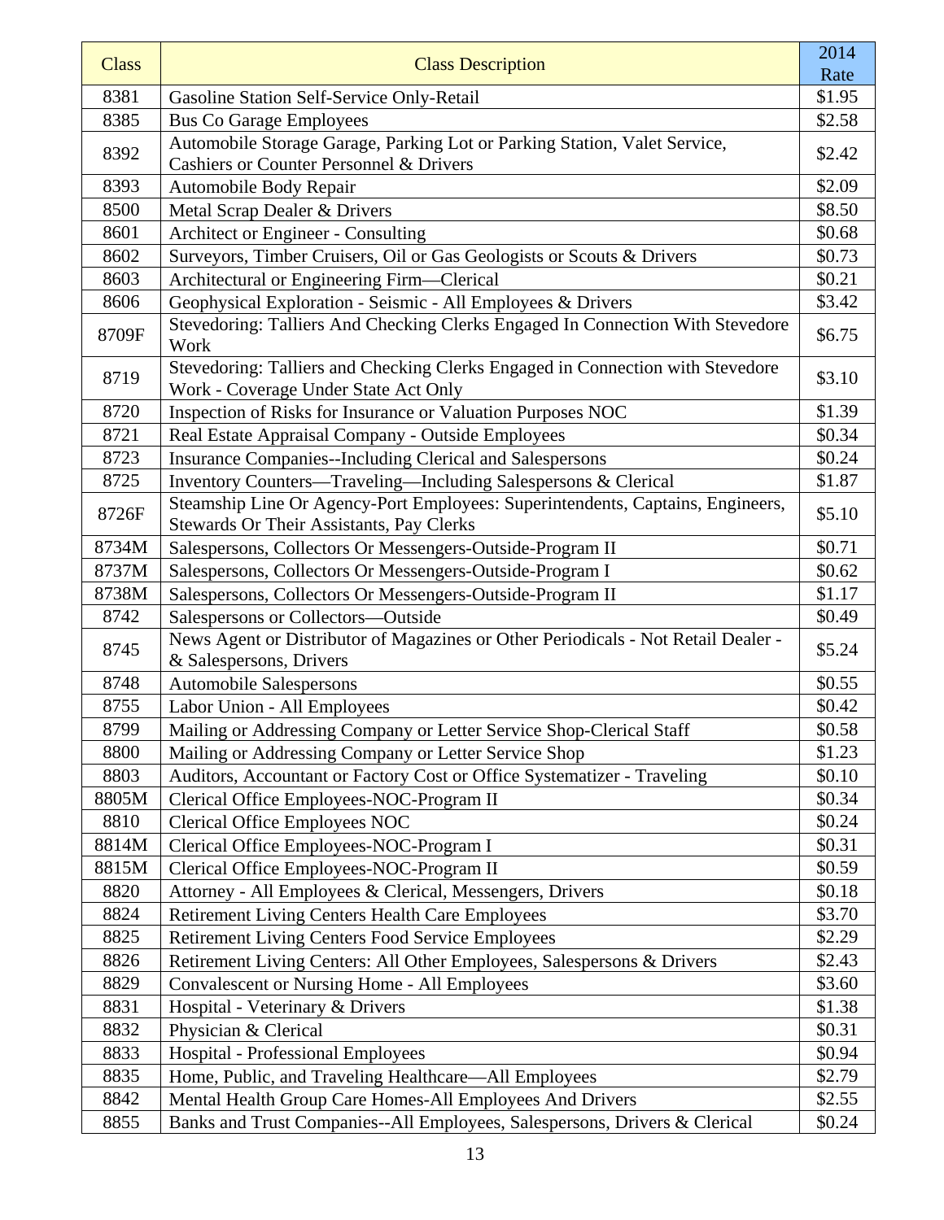| Class | Class Description | 2014 Rate |
|---|---|---|
| 8381 | Gasoline Station Self-Service Only-Retail | $1.95 |
| 8385 | Bus Co Garage Employees | $2.58 |
| 8392 | Automobile Storage Garage, Parking Lot or Parking Station, Valet Service, Cashiers or Counter Personnel & Drivers | $2.42 |
| 8393 | Automobile Body Repair | $2.09 |
| 8500 | Metal Scrap Dealer & Drivers | $8.50 |
| 8601 | Architect or Engineer - Consulting | $0.68 |
| 8602 | Surveyors, Timber Cruisers, Oil or Gas Geologists or Scouts & Drivers | $0.73 |
| 8603 | Architectural or Engineering Firm—Clerical | $0.21 |
| 8606 | Geophysical Exploration - Seismic - All Employees & Drivers | $3.42 |
| 8709F | Stevedoring: Talliers And Checking Clerks Engaged In Connection With Stevedore Work | $6.75 |
| 8719 | Stevedoring: Talliers and Checking Clerks Engaged in Connection with Stevedore Work - Coverage Under State Act Only | $3.10 |
| 8720 | Inspection of Risks for Insurance or Valuation Purposes NOC | $1.39 |
| 8721 | Real Estate Appraisal Company - Outside Employees | $0.34 |
| 8723 | Insurance Companies--Including Clerical and Salespersons | $0.24 |
| 8725 | Inventory Counters—Traveling—Including Salespersons & Clerical | $1.87 |
| 8726F | Steamship Line Or Agency-Port Employees: Superintendents, Captains, Engineers, Stewards Or Their Assistants, Pay Clerks | $5.10 |
| 8734M | Salespersons, Collectors Or Messengers-Outside-Program II | $0.71 |
| 8737M | Salespersons, Collectors Or Messengers-Outside-Program I | $0.62 |
| 8738M | Salespersons, Collectors Or Messengers-Outside-Program II | $1.17 |
| 8742 | Salespersons or Collectors—Outside | $0.49 |
| 8745 | News Agent or Distributor of Magazines or Other Periodicals - Not Retail Dealer - & Salespersons, Drivers | $5.24 |
| 8748 | Automobile Salespersons | $0.55 |
| 8755 | Labor Union - All Employees | $0.42 |
| 8799 | Mailing or Addressing Company or Letter Service Shop-Clerical Staff | $0.58 |
| 8800 | Mailing or Addressing Company or Letter Service Shop | $1.23 |
| 8803 | Auditors, Accountant or Factory Cost or Office Systematizer - Traveling | $0.10 |
| 8805M | Clerical Office Employees-NOC-Program II | $0.34 |
| 8810 | Clerical Office Employees NOC | $0.24 |
| 8814M | Clerical Office Employees-NOC-Program I | $0.31 |
| 8815M | Clerical Office Employees-NOC-Program II | $0.59 |
| 8820 | Attorney - All Employees & Clerical, Messengers, Drivers | $0.18 |
| 8824 | Retirement Living Centers Health Care Employees | $3.70 |
| 8825 | Retirement Living Centers Food Service Employees | $2.29 |
| 8826 | Retirement Living Centers: All Other Employees, Salespersons & Drivers | $2.43 |
| 8829 | Convalescent or Nursing Home - All Employees | $3.60 |
| 8831 | Hospital - Veterinary & Drivers | $1.38 |
| 8832 | Physician & Clerical | $0.31 |
| 8833 | Hospital - Professional Employees | $0.94 |
| 8835 | Home, Public, and Traveling Healthcare—All Employees | $2.79 |
| 8842 | Mental Health Group Care Homes-All Employees And Drivers | $2.55 |
| 8855 | Banks and Trust Companies--All Employees, Salespersons, Drivers & Clerical | $0.24 |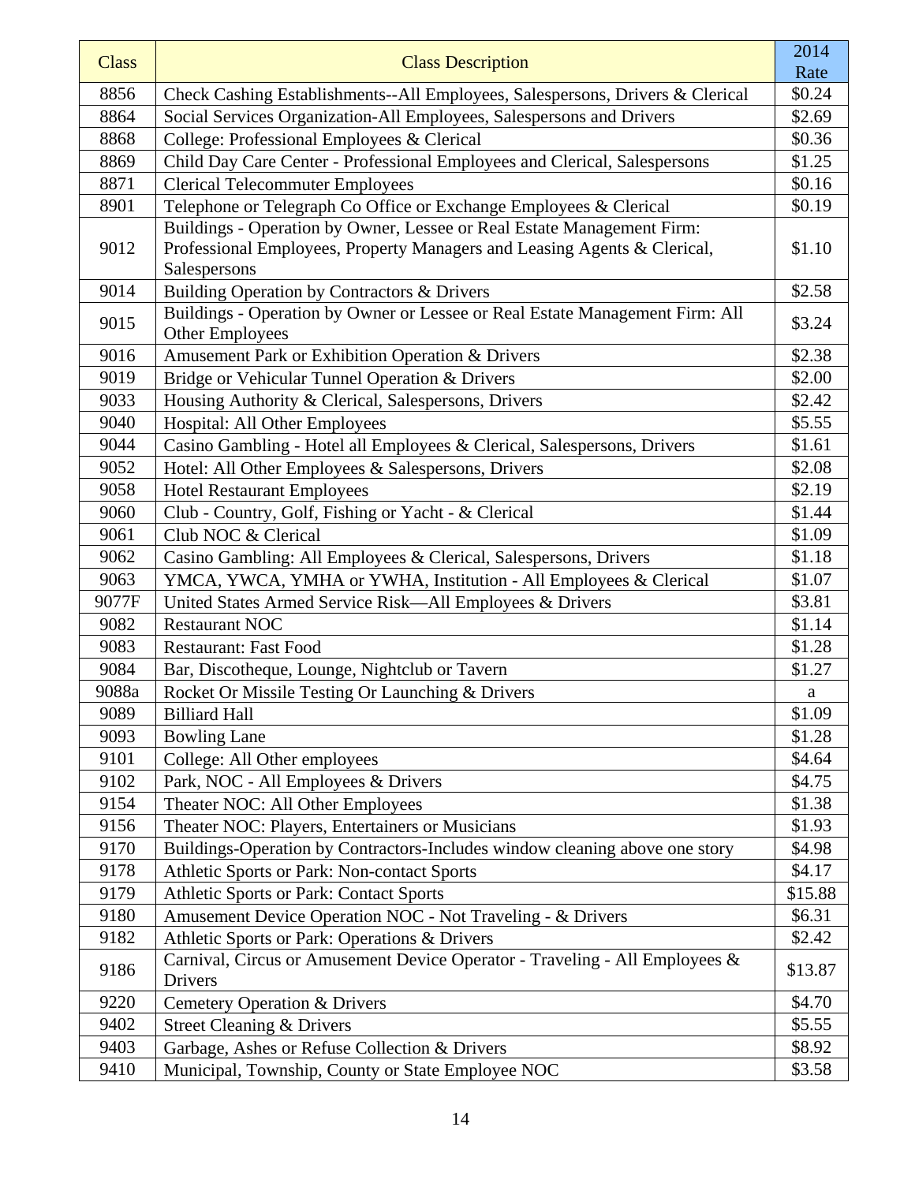| Class | Class Description | 2014 Rate |
|---|---|---|
| 8856 | Check Cashing Establishments--All Employees, Salespersons, Drivers & Clerical | $0.24 |
| 8864 | Social Services Organization-All Employees, Salespersons and Drivers | $2.69 |
| 8868 | College: Professional Employees & Clerical | $0.36 |
| 8869 | Child Day Care Center - Professional Employees and Clerical, Salespersons | $1.25 |
| 8871 | Clerical Telecommuter Employees | $0.16 |
| 8901 | Telephone or Telegraph Co Office or Exchange Employees & Clerical | $0.19 |
| 9012 | Buildings - Operation by Owner, Lessee or Real Estate Management Firm: Professional Employees, Property Managers and Leasing Agents & Clerical, Salespersons | $1.10 |
| 9014 | Building Operation by Contractors & Drivers | $2.58 |
| 9015 | Buildings - Operation by Owner or Lessee or Real Estate Management Firm: All Other Employees | $3.24 |
| 9016 | Amusement Park or Exhibition Operation & Drivers | $2.38 |
| 9019 | Bridge or Vehicular Tunnel Operation & Drivers | $2.00 |
| 9033 | Housing Authority & Clerical, Salespersons, Drivers | $2.42 |
| 9040 | Hospital: All Other Employees | $5.55 |
| 9044 | Casino Gambling - Hotel all Employees & Clerical, Salespersons, Drivers | $1.61 |
| 9052 | Hotel: All Other Employees & Salespersons, Drivers | $2.08 |
| 9058 | Hotel Restaurant Employees | $2.19 |
| 9060 | Club - Country, Golf, Fishing or Yacht - & Clerical | $1.44 |
| 9061 | Club NOC & Clerical | $1.09 |
| 9062 | Casino Gambling: All Employees & Clerical, Salespersons, Drivers | $1.18 |
| 9063 | YMCA, YWCA, YMHA or YWHA, Institution - All Employees & Clerical | $1.07 |
| 9077F | United States Armed Service Risk—All Employees & Drivers | $3.81 |
| 9082 | Restaurant NOC | $1.14 |
| 9083 | Restaurant: Fast Food | $1.28 |
| 9084 | Bar, Discotheque, Lounge, Nightclub or Tavern | $1.27 |
| 9088a | Rocket Or Missile Testing Or Launching & Drivers | a |
| 9089 | Billiard Hall | $1.09 |
| 9093 | Bowling Lane | $1.28 |
| 9101 | College: All Other employees | $4.64 |
| 9102 | Park, NOC - All Employees & Drivers | $4.75 |
| 9154 | Theater NOC: All Other Employees | $1.38 |
| 9156 | Theater NOC: Players, Entertainers or Musicians | $1.93 |
| 9170 | Buildings-Operation by Contractors-Includes window cleaning above one story | $4.98 |
| 9178 | Athletic Sports or Park: Non-contact Sports | $4.17 |
| 9179 | Athletic Sports or Park: Contact Sports | $15.88 |
| 9180 | Amusement Device Operation NOC - Not Traveling - & Drivers | $6.31 |
| 9182 | Athletic Sports or Park: Operations & Drivers | $2.42 |
| 9186 | Carnival, Circus or Amusement Device Operator - Traveling - All Employees & Drivers | $13.87 |
| 9220 | Cemetery Operation & Drivers | $4.70 |
| 9402 | Street Cleaning & Drivers | $5.55 |
| 9403 | Garbage, Ashes or Refuse Collection & Drivers | $8.92 |
| 9410 | Municipal, Township, County or State Employee NOC | $3.58 |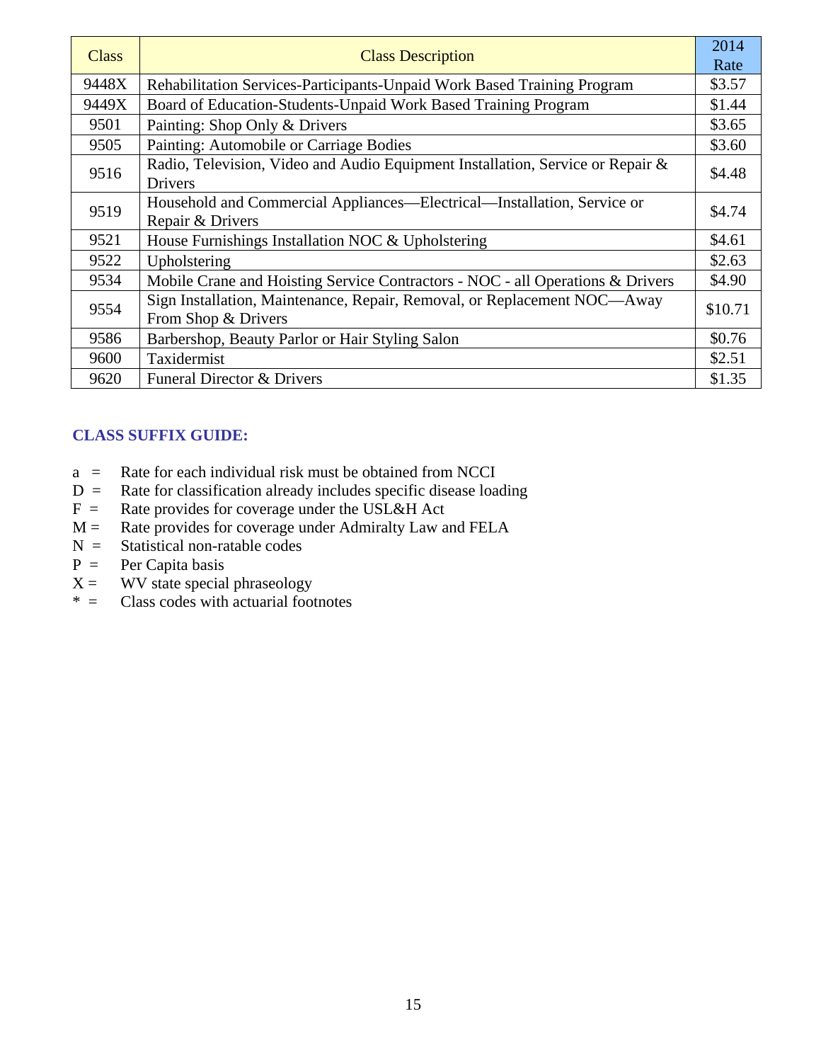| Class | Class Description | 2014 Rate |
|---|---|---|
| 9448X | Rehabilitation Services-Participants-Unpaid Work Based Training Program | $3.57 |
| 9449X | Board of Education-Students-Unpaid Work Based Training Program | $1.44 |
| 9501 | Painting: Shop Only & Drivers | $3.65 |
| 9505 | Painting: Automobile or Carriage Bodies | $3.60 |
| 9516 | Radio, Television, Video and Audio Equipment Installation, Service or Repair & Drivers | $4.48 |
| 9519 | Household and Commercial Appliances—Electrical—Installation, Service or Repair & Drivers | $4.74 |
| 9521 | House Furnishings Installation NOC & Upholstering | $4.61 |
| 9522 | Upholstering | $2.63 |
| 9534 | Mobile Crane and Hoisting Service Contractors - NOC - all Operations & Drivers | $4.90 |
| 9554 | Sign Installation, Maintenance, Repair, Removal, or Replacement NOC—Away From Shop & Drivers | $10.71 |
| 9586 | Barbershop, Beauty Parlor or Hair Styling Salon | $0.76 |
| 9600 | Taxidermist | $2.51 |
| 9620 | Funeral Director & Drivers | $1.35 |

**CLASS SUFFIX GUIDE:**

a = Rate for each individual risk must be obtained from NCCI
D = Rate for classification already includes specific disease loading
F = Rate provides for coverage under the USL&H Act
M = Rate provides for coverage under Admiralty Law and FELA
N = Statistical non-ratable codes
P = Per Capita basis
X = WV state special phraseology
* = Class codes with actuarial footnotes